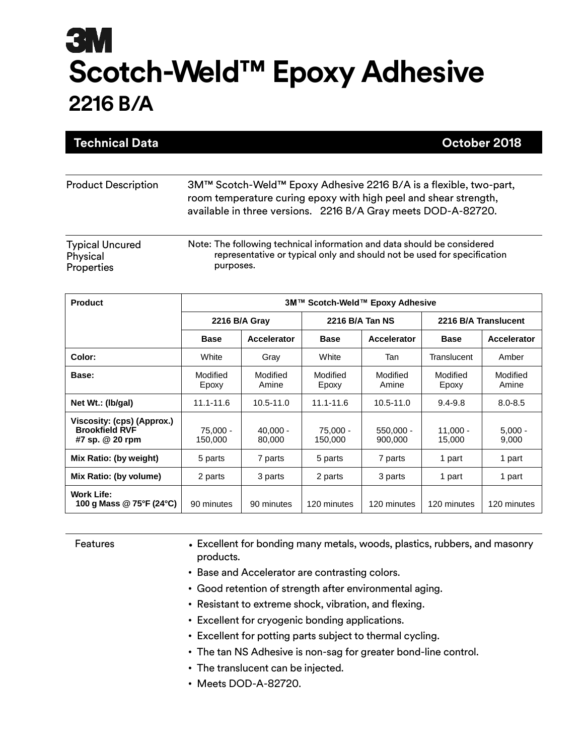# 3M

# Scotch-Weld™ Epoxy Adhesive

## 2216 B/A

**Technical Data** **October 2018**

---

**Product Description**

3M™ Scotch-Weld™ Epoxy Adhesive 2216 B/A is a flexible, two-part, room temperature curing epoxy with high peel and shear strength, available in three versions. 2216 B/A Gray meets DOD-A-82720.

**Typical Uncured Physical Properties**

Note: The following technical information and data should be considered representative or typical only and should not be used for specification purposes.

| Product | 3M™ Scotch-Weld™ Epoxy Adhesive | | | | | |
|---|---|---|---|---|---|---|
| | 2216 B/A Gray | | 2216 B/A Tan NS | | 2216 B/A Translucent | |
| | Base | Accelerator | Base | Accelerator | Base | Accelerator |
| **Color:** | White | Gray | White | Tan | Translucent | Amber |
| **Base:** | Modified Epoxy | Modified Amine | Modified Epoxy | Modified Amine | Modified Epoxy | Modified Amine |
| **Net Wt.: (lb/gal)** | 11.1-11.6 | 10.5-11.0 | 11.1-11.6 | 10.5-11.0 | 9.4-9.8 | 8.0-8.5 |
| **Viscosity: (cps) (Approx.) Brookfield RVF #7 sp. @ 20 rpm** | 75,000 - 150,000 | 40,000 - 80,000 | 75,000 - 150,000 | 550,000 - 900,000 | 11,000 - 15,000 | 5,000 - 9,000 |
| **Mix Ratio: (by weight)** | 5 parts | 7 parts | 5 parts | 7 parts | 1 part | 1 part |
| **Mix Ratio: (by volume)** | 2 parts | 3 parts | 2 parts | 3 parts | 1 part | 1 part |
| **Work Life: 100 g Mass @ 75°F (24°C)** | 90 minutes | 90 minutes | 120 minutes | 120 minutes | 120 minutes | 120 minutes |

**Features**

- Excellent for bonding many metals, woods, plastics, rubbers, and masonry products.
- Base and Accelerator are contrasting colors.
- Good retention of strength after environmental aging.
- Resistant to extreme shock, vibration, and flexing.
- Excellent for cryogenic bonding applications.
- Excellent for potting parts subject to thermal cycling.
- The tan NS Adhesive is non-sag for greater bond-line control.
- The translucent can be injected.
- Meets DOD-A-82720.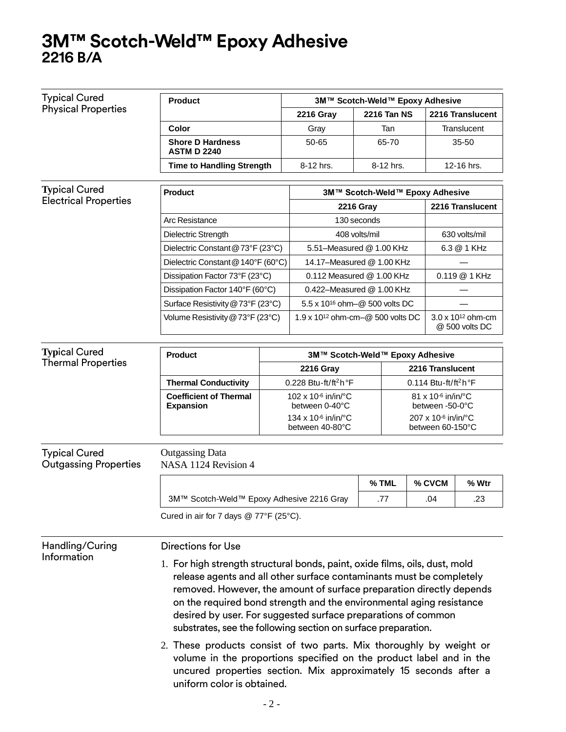# 3M™ Scotch-Weld™ Epoxy Adhesive
## 2216 B/A

### Typical Cured Physical Properties

| Product | 3M™ Scotch-Weld™ Epoxy Adhesive | | |
|---|---|---|---|
| | **2216 Gray** | **2216 Tan NS** | **2216 Translucent** |
| **Color** | Gray | Tan | Translucent |
| **Shore D Hardness ASTM D 2240** | 50-65 | 65-70 | 35-50 |
| **Time to Handling Strength** | 8-12 hrs. | 8-12 hrs. | 12-16 hrs. |

### Typical Cured Electrical Properties

| Product | 3M™ Scotch-Weld™ Epoxy Adhesive | |
|---|---|---|
| | **2216 Gray** | **2216 Translucent** |
| Arc Resistance | 130 seconds | |
| Dielectric Strength | 408 volts/mil | 630 volts/mil |
| Dielectric Constant @ 73°F (23°C) | 5.51–Measured @ 1.00 KHz | 6.3 @ 1 KHz |
| Dielectric Constant @ 140°F (60°C) | 14.17–Measured @ 1.00 KHz | — |
| Dissipation Factor 73°F (23°C) | 0.112 Measured @ 1.00 KHz | 0.119 @ 1 KHz |
| Dissipation Factor 140°F (60°C) | 0.422–Measured @ 1.00 KHz | — |
| Surface Resistivity @ 73°F (23°C) | 5.5 x $10^{16}$ ohm–@ 500 volts DC | — |
| Volume Resistivity @ 73°F (23°C) | 1.9 x $10^{12}$ ohm-cm–@ 500 volts DC | 3.0 x $10^{12}$ ohm-cm @ 500 volts DC |

### Typical Cured Thermal Properties

| Product | 3M™ Scotch-Weld™ Epoxy Adhesive | |
|---|---|---|
| | **2216 Gray** | **2216 Translucent** |
| **Thermal Conductivity** | 0.228 Btu-ft/ft$^2$h°F | 0.114 Btu-ft/ft$^2$h°F |
| **Coefficient of Thermal Expansion** | 102 x $10^{-6}$ in/in/°C between 0-40°C<br>134 x $10^{-6}$ in/in/°C between 40-80°C | 81 x $10^{-6}$ in/in/°C between -50-0°C<br>207 x $10^{-6}$ in/in/°C between 60-150°C |

### Typical Cured Outgassing Properties

Outgassing Data
NASA 1124 Revision 4

| | % TML | % CVCM | % Wtr |
|---|---|---|---|
| 3M™ Scotch-Weld™ Epoxy Adhesive 2216 Gray | .77 | .04 | .23 |

Cured in air for 7 days @ 77°F (25°C).

### Handling/Curing Information

Directions for Use

1. For high strength structural bonds, paint, oxide films, oils, dust, mold release agents and all other surface contaminants must be completely removed. However, the amount of surface preparation directly depends on the required bond strength and the environmental aging resistance desired by user. For suggested surface preparations of common substrates, see the following section on surface preparation.
2. These products consist of two parts. Mix thoroughly by weight or volume in the proportions specified on the product label and in the uncured properties section. Mix approximately 15 seconds after a uniform color is obtained.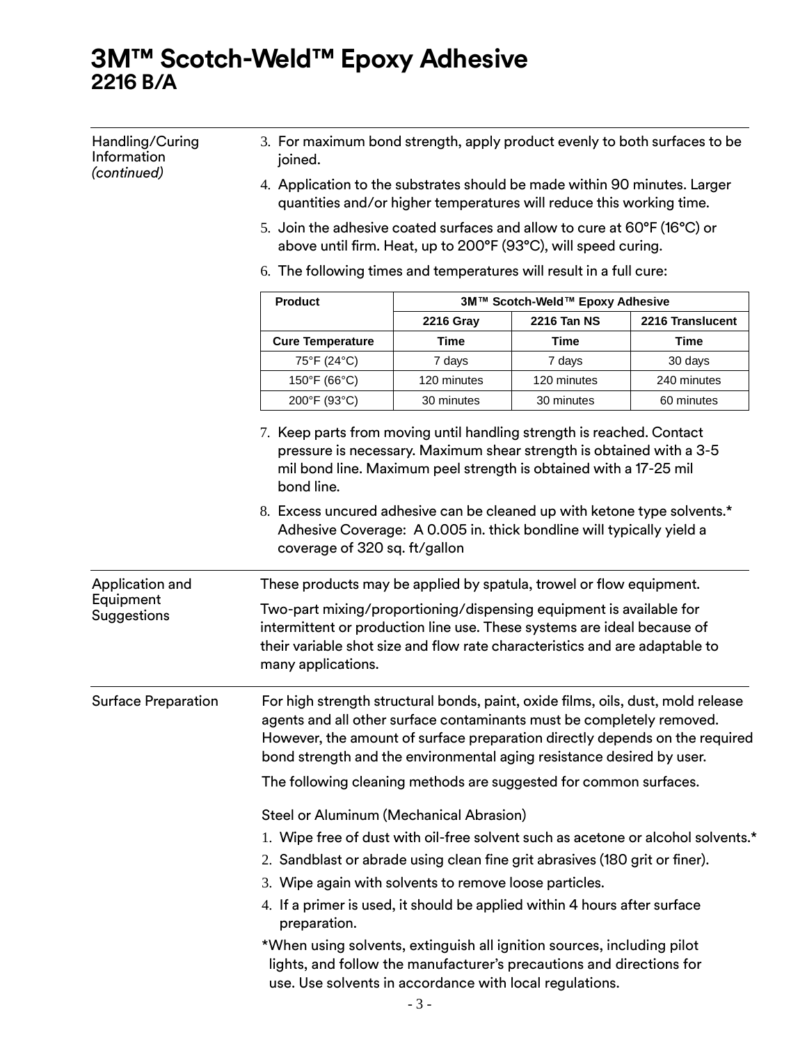# 3M™ Scotch-Weld™ Epoxy Adhesive
## 2216 B/A

### Handling/Curing Information *(continued)*

3. For maximum bond strength, apply product evenly to both surfaces to be joined.
4. Application to the substrates should be made within 90 minutes. Larger quantities and/or higher temperatures will reduce this working time.
5. Join the adhesive coated surfaces and allow to cure at 60°F (16°C) or above until firm. Heat, up to 200°F (93°C), will speed curing.
6. The following times and temperatures will result in a full cure:

| Product | 3M™ Scotch-Weld™ Epoxy Adhesive | | |
|---|---|---|---|
| | 2216 Gray | 2216 Tan NS | 2216 Translucent |
| Cure Temperature | Time | Time | Time |
| 75°F (24°C) | 7 days | 7 days | 30 days |
| 150°F (66°C) | 120 minutes | 120 minutes | 240 minutes |
| 200°F (93°C) | 30 minutes | 30 minutes | 60 minutes |

7. Keep parts from moving until handling strength is reached. Contact pressure is necessary. Maximum shear strength is obtained with a 3-5 mil bond line. Maximum peel strength is obtained with a 17-25 mil bond line.
8. Excess uncured adhesive can be cleaned up with ketone type solvents.*
   Adhesive Coverage: A 0.005 in. thick bondline will typically yield a coverage of 320 sq. ft/gallon

### Application and Equipment Suggestions

These products may be applied by spatula, trowel or flow equipment.

Two-part mixing/proportioning/dispensing equipment is available for intermittent or production line use. These systems are ideal because of their variable shot size and flow rate characteristics and are adaptable to many applications.

### Surface Preparation

For high strength structural bonds, paint, oxide films, oils, dust, mold release agents and all other surface contaminants must be completely removed. However, the amount of surface preparation directly depends on the required bond strength and the environmental aging resistance desired by user.

The following cleaning methods are suggested for common surfaces.

Steel or Aluminum (Mechanical Abrasion)

1. Wipe free of dust with oil-free solvent such as acetone or alcohol solvents.*
2. Sandblast or abrade using clean fine grit abrasives (180 grit or finer).
3. Wipe again with solvents to remove loose particles.
4. If a primer is used, it should be applied within 4 hours after surface preparation.

*When using solvents, extinguish all ignition sources, including pilot lights, and follow the manufacturer's precautions and directions for use. Use solvents in accordance with local regulations.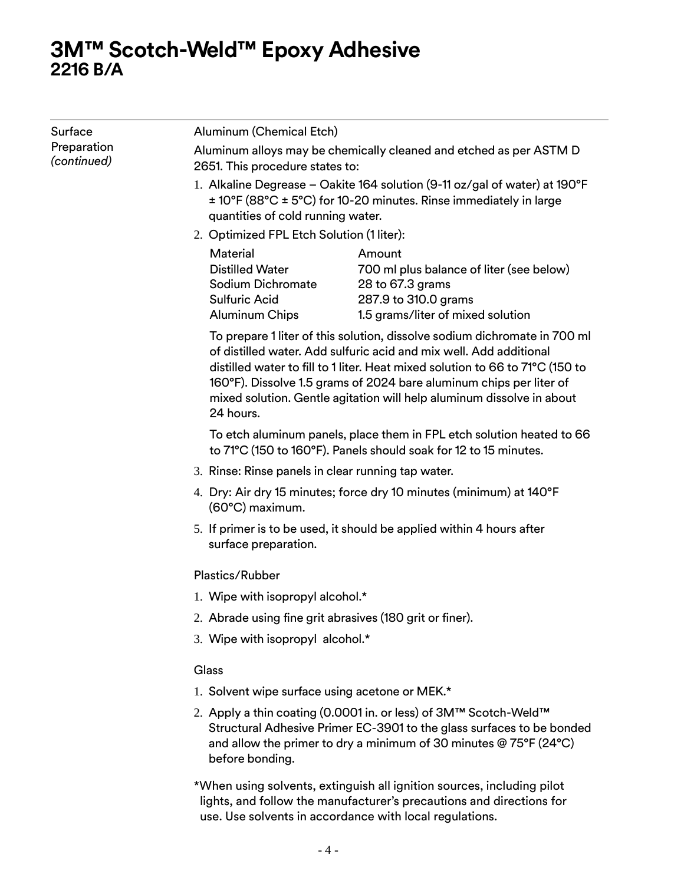# 3M™ Scotch-Weld™ Epoxy Adhesive
## 2216 B/A

**Surface Preparation** *(continued)*

Aluminum (Chemical Etch)

Aluminum alloys may be chemically cleaned and etched as per ASTM D 2651. This procedure states to:

1. Alkaline Degrease – Oakite 164 solution (9-11 oz/gal of water) at 190°F ± 10°F (88°C ± 5°C) for 10-20 minutes. Rinse immediately in large quantities of cold running water.
2. Optimized FPL Etch Solution (1 liter):

| Material | Amount |
| --- | --- |
| Distilled Water | 700 ml plus balance of liter (see below) |
| Sodium Dichromate | 28 to 67.3 grams |
| Sulfuric Acid | 287.9 to 310.0 grams |
| Aluminum Chips | 1.5 grams/liter of mixed solution |

   To prepare 1 liter of this solution, dissolve sodium dichromate in 700 ml of distilled water. Add sulfuric acid and mix well. Add additional distilled water to fill to 1 liter. Heat mixed solution to 66 to 71°C (150 to 160°F). Dissolve 1.5 grams of 2024 bare aluminum chips per liter of mixed solution. Gentle agitation will help aluminum dissolve in about 24 hours.

   To etch aluminum panels, place them in FPL etch solution heated to 66 to 71°C (150 to 160°F). Panels should soak for 12 to 15 minutes.

3. Rinse: Rinse panels in clear running tap water.
4. Dry: Air dry 15 minutes; force dry 10 minutes (minimum) at 140°F (60°C) maximum.
5. If primer is to be used, it should be applied within 4 hours after surface preparation.

Plastics/Rubber

1. Wipe with isopropyl alcohol.*
2. Abrade using fine grit abrasives (180 grit or finer).
3. Wipe with isopropyl alcohol.*

Glass

1. Solvent wipe surface using acetone or MEK.*
2. Apply a thin coating (0.0001 in. or less) of 3M™ Scotch-Weld™ Structural Adhesive Primer EC-3901 to the glass surfaces to be bonded and allow the primer to dry a minimum of 30 minutes @ 75°F (24°C) before bonding.

*When using solvents, extinguish all ignition sources, including pilot lights, and follow the manufacturer's precautions and directions for use. Use solvents in accordance with local regulations.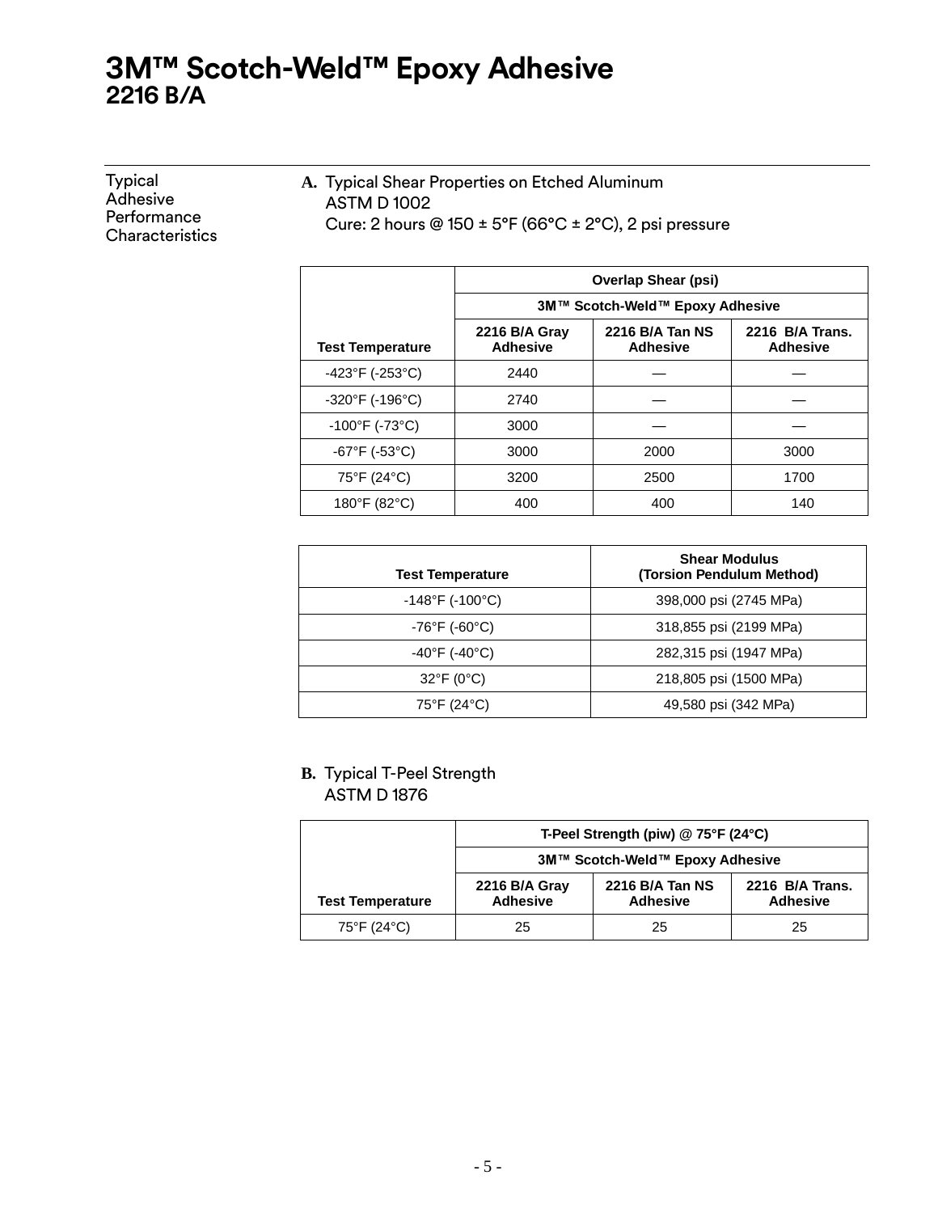# 3M™ Scotch-Weld™ Epoxy Adhesive
## 2216 B/A

### Typical Adhesive Performance Characteristics

**A.** Typical Shear Properties on Etched Aluminum
ASTM D 1002
Cure: 2 hours @ 150 ± 5°F (66°C ± 2°C), 2 psi pressure

| | Overlap Shear (psi) | | |
|---|---|---|---|
| | 3M™ Scotch-Weld™ Epoxy Adhesive | | |
| Test Temperature | 2216 B/A Gray Adhesive | 2216 B/A Tan NS Adhesive | 2216 B/A Trans. Adhesive |
| -423°F (-253°C) | 2440 | — | — |
| -320°F (-196°C) | 2740 | — | — |
| -100°F (-73°C) | 3000 | — | — |
| -67°F (-53°C) | 3000 | 2000 | 3000 |
| 75°F (24°C) | 3200 | 2500 | 1700 |
| 180°F (82°C) | 400 | 400 | 140 |

| Test Temperature | Shear Modulus (Torsion Pendulum Method) |
|---|---|
| -148°F (-100°C) | 398,000 psi (2745 MPa) |
| -76°F (-60°C) | 318,855 psi (2199 MPa) |
| -40°F (-40°C) | 282,315 psi (1947 MPa) |
| 32°F (0°C) | 218,805 psi (1500 MPa) |
| 75°F (24°C) | 49,580 psi (342 MPa) |

**B.** Typical T-Peel Strength
ASTM D 1876

| | T-Peel Strength (piw) @ 75°F (24°C) | | |
|---|---|---|---|
| | 3M™ Scotch-Weld™ Epoxy Adhesive | | |
| Test Temperature | 2216 B/A Gray Adhesive | 2216 B/A Tan NS Adhesive | 2216 B/A Trans. Adhesive |
| 75°F (24°C) | 25 | 25 | 25 |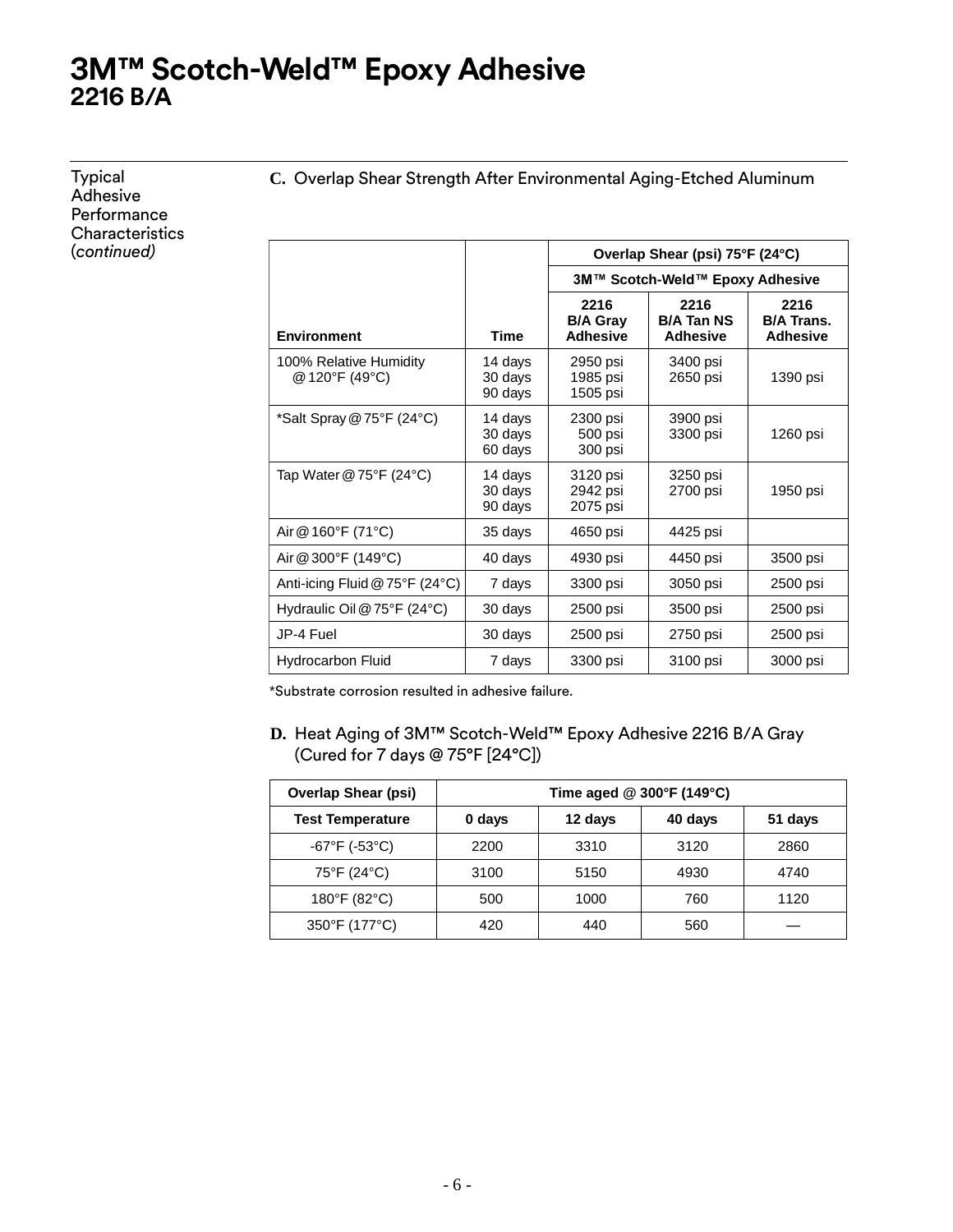# 3M™ Scotch-Weld™ Epoxy Adhesive
## 2216 B/A

Typical Adhesive Performance Characteristics (*continued*)

**C.** Overlap Shear Strength After Environmental Aging-Etched Aluminum

| Environment | Time | Overlap Shear (psi) 75°F (24°C) 3M™ Scotch-Weld™ Epoxy Adhesive 2216 B/A Gray Adhesive | 2216 B/A Tan NS Adhesive | 2216 B/A Trans. Adhesive |
|---|---|---|---|---|
| 100% Relative Humidity @ 120°F (49°C) | 14 days<br>30 days<br>90 days | 2950 psi<br>1985 psi<br>1505 psi | 3400 psi<br>2650 psi | 1390 psi |
| *Salt Spray @ 75°F (24°C) | 14 days<br>30 days<br>60 days | 2300 psi<br>500 psi<br>300 psi | 3900 psi<br>3300 psi | 1260 psi |
| Tap Water @ 75°F (24°C) | 14 days<br>30 days<br>90 days | 3120 psi<br>2942 psi<br>2075 psi | 3250 psi<br>2700 psi | 1950 psi |
| Air @ 160°F (71°C) | 35 days | 4650 psi | 4425 psi | |
| Air @ 300°F (149°C) | 40 days | 4930 psi | 4450 psi | 3500 psi |
| Anti-icing Fluid @ 75°F (24°C) | 7 days | 3300 psi | 3050 psi | 2500 psi |
| Hydraulic Oil @ 75°F (24°C) | 30 days | 2500 psi | 3500 psi | 2500 psi |
| JP-4 Fuel | 30 days | 2500 psi | 2750 psi | 2500 psi |
| Hydrocarbon Fluid | 7 days | 3300 psi | 3100 psi | 3000 psi |

*Substrate corrosion resulted in adhesive failure.

**D.** Heat Aging of 3M™ Scotch-Weld™ Epoxy Adhesive 2216 B/A Gray (Cured for 7 days @ 75°F [24°C])

| Overlap Shear (psi) | Time aged @ 300°F (149°C) | | | |
|---|---|---|---|---|
| **Test Temperature** | **0 days** | **12 days** | **40 days** | **51 days** |
| -67°F (-53°C) | 2200 | 3310 | 3120 | 2860 |
| 75°F (24°C) | 3100 | 5150 | 4930 | 4740 |
| 180°F (82°C) | 500 | 1000 | 760 | 1120 |
| 350°F (177°C) | 420 | 440 | 560 | — |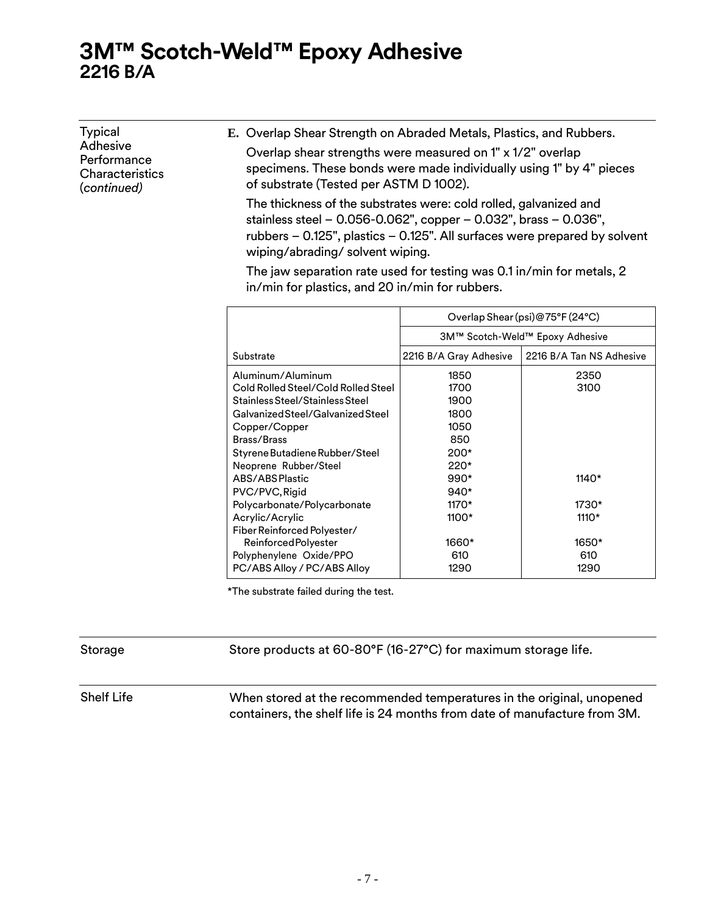# 3M™ Scotch-Weld™ Epoxy Adhesive
## 2216 B/A

### Typical Adhesive Performance Characteristics (*continued*)

**E.** Overlap Shear Strength on Abraded Metals, Plastics, and Rubbers.

Overlap shear strengths were measured on 1" x 1/2" overlap specimens. These bonds were made individually using 1" by 4" pieces of substrate (Tested per ASTM D 1002).

The thickness of the substrates were: cold rolled, galvanized and stainless steel – 0.056-0.062", copper – 0.032", brass – 0.036", rubbers – 0.125", plastics – 0.125". All surfaces were prepared by solvent wiping/abrading/ solvent wiping.

The jaw separation rate used for testing was 0.1 in/min for metals, 2 in/min for plastics, and 20 in/min for rubbers.

| | Overlap Shear (psi)@75°F (24°C) | |
|---|---|---|
| | 3M™ Scotch-Weld™ Epoxy Adhesive | |
| Substrate | 2216 B/A Gray Adhesive | 2216 B/A Tan NS Adhesive |
| Aluminum/Aluminum | 1850 | 2350 |
| Cold Rolled Steel/Cold Rolled Steel | 1700 | 3100 |
| Stainless Steel/Stainless Steel | 1900 | |
| Galvanized Steel/Galvanized Steel | 1800 | |
| Copper/Copper | 1050 | |
| Brass/Brass | 850 | |
| Styrene Butadiene Rubber/Steel | 200* | |
| Neoprene Rubber/Steel | 220* | |
| ABS/ABS Plastic | 990* | 1140* |
| PVC/PVC, Rigid | 940* | |
| Polycarbonate/Polycarbonate | 1170* | 1730* |
| Acrylic/Acrylic | 1100* | 1110* |
| Fiber Reinforced Polyester/ Reinforced Polyester | 1660* | 1650* |
| Polyphenylene Oxide/PPO | 610 | 610 |
| PC/ABS Alloy / PC/ABS Alloy | 1290 | 1290 |

*The substrate failed during the test.

### Storage

Store products at 60-80°F (16-27°C) for maximum storage life.

### Shelf Life

When stored at the recommended temperatures in the original, unopened containers, the shelf life is 24 months from date of manufacture from 3M.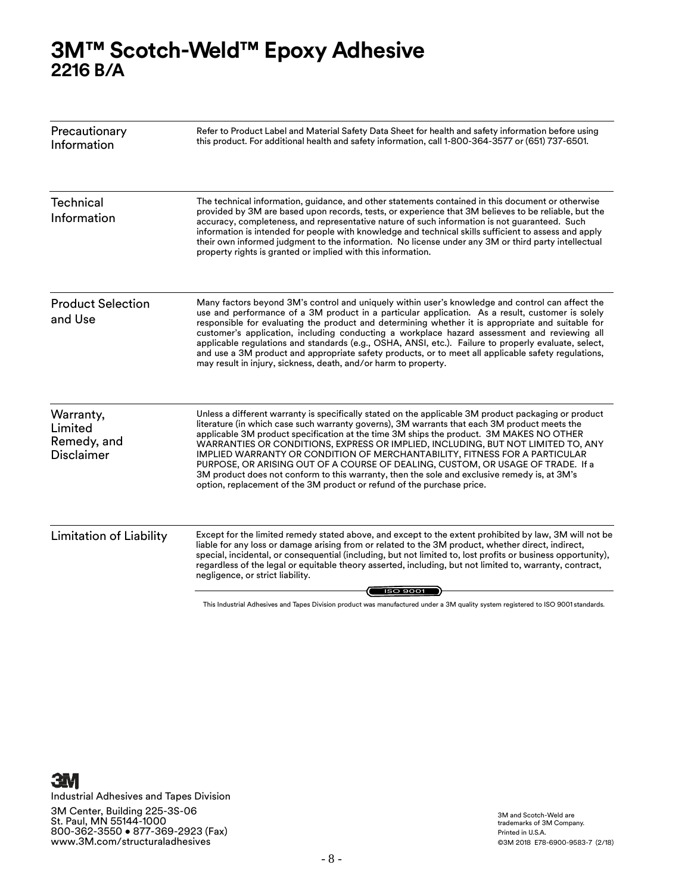# 3M™ Scotch-Weld™ Epoxy Adhesive
## 2216 B/A

### Precautionary Information

Refer to Product Label and Material Safety Data Sheet for health and safety information before using this product. For additional health and safety information, call 1-800-364-3577 or (651) 737-6501.

### Technical Information

The technical information, guidance, and other statements contained in this document or otherwise provided by 3M are based upon records, tests, or experience that 3M believes to be reliable, but the accuracy, completeness, and representative nature of such information is not guaranteed. Such information is intended for people with knowledge and technical skills sufficient to assess and apply their own informed judgment to the information. No license under any 3M or third party intellectual property rights is granted or implied with this information.

### Product Selection and Use

Many factors beyond 3M's control and uniquely within user's knowledge and control can affect the use and performance of a 3M product in a particular application. As a result, customer is solely responsible for evaluating the product and determining whether it is appropriate and suitable for customer's application, including conducting a workplace hazard assessment and reviewing all applicable regulations and standards (e.g., OSHA, ANSI, etc.). Failure to properly evaluate, select, and use a 3M product and appropriate safety products, or to meet all applicable safety regulations, may result in injury, sickness, death, and/or harm to property.

### Warranty, Limited Remedy, and Disclaimer

Unless a different warranty is specifically stated on the applicable 3M product packaging or product literature (in which case such warranty governs), 3M warrants that each 3M product meets the applicable 3M product specification at the time 3M ships the product. 3M MAKES NO OTHER WARRANTIES OR CONDITIONS, EXPRESS OR IMPLIED, INCLUDING, BUT NOT LIMITED TO, ANY IMPLIED WARRANTY OR CONDITION OF MERCHANTABILITY, FITNESS FOR A PARTICULAR PURPOSE, OR ARISING OUT OF A COURSE OF DEALING, CUSTOM, OR USAGE OF TRADE. If a 3M product does not conform to this warranty, then the sole and exclusive remedy is, at 3M's option, replacement of the 3M product or refund of the purchase price.

### Limitation of Liability

Except for the limited remedy stated above, and except to the extent prohibited by law, 3M will not be liable for any loss or damage arising from or related to the 3M product, whether direct, indirect, special, incidental, or consequential (including, but not limited to, lost profits or business opportunity), regardless of the legal or equitable theory asserted, including, but not limited to, warranty, contract, negligence, or strict liability.

ISO 9001

This Industrial Adhesives and Tapes Division product was manufactured under a 3M quality system registered to ISO 9001 standards.

3M

Industrial Adhesives and Tapes Division

3M Center, Building 225-3S-06
St. Paul, MN 55144-1000
800-362-3550 • 877-369-2923 (Fax)
www.3M.com/structuraladhesives

3M and Scotch-Weld are trademarks of 3M Company.
Printed in U.S.A.
©3M 2018 E78-6900-9583-7 (2/18)